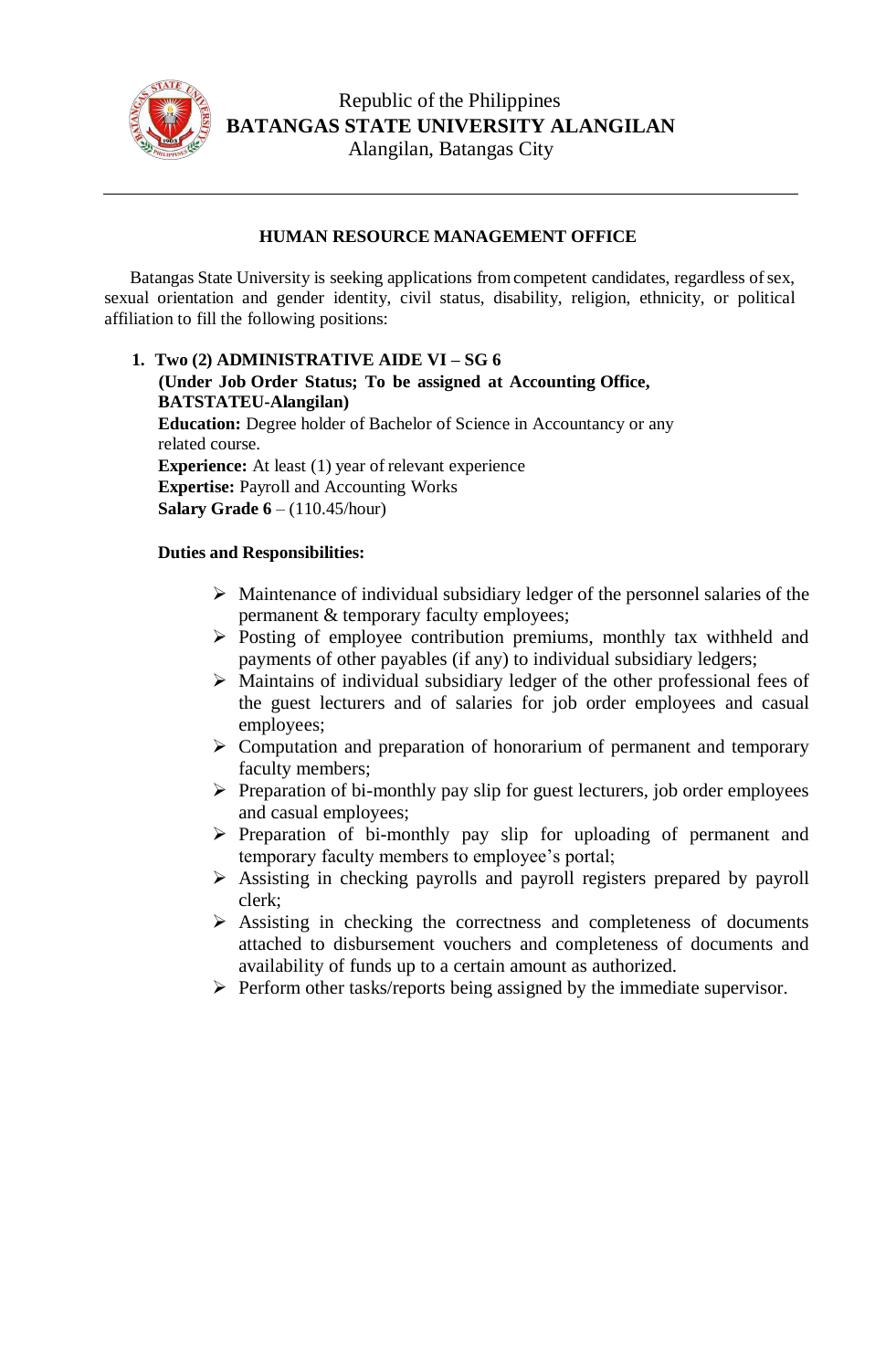Republic of the Philippines
**BATANGAS STATE UNIVERSITY ALANGILAN**
Alangilan, Batangas City

---

## HUMAN RESOURCE MANAGEMENT OFFICE

Batangas State University is seeking applications from competent candidates, regardless of sex, sexual orientation and gender identity, civil status, disability, religion, ethnicity, or political affiliation to fill the following positions:

1. **Two (2) ADMINISTRATIVE AIDE VI – SG 6**
   **(Under Job Order Status; To be assigned at Accounting Office, BATSTATEU-Alangilan)**
   **Education:** Degree holder of Bachelor of Science in Accountancy or any related course.
   **Experience:** At least (1) year of relevant experience
   **Expertise:** Payroll and Accounting Works
   **Salary Grade 6** – (110.45/hour)

   **Duties and Responsibilities:**

   - Maintenance of individual subsidiary ledger of the personnel salaries of the permanent & temporary faculty employees;
   - Posting of employee contribution premiums, monthly tax withheld and payments of other payables (if any) to individual subsidiary ledgers;
   - Maintains of individual subsidiary ledger of the other professional fees of the guest lecturers and of salaries for job order employees and casual employees;
   - Computation and preparation of honorarium of permanent and temporary faculty members;
   - Preparation of bi-monthly pay slip for guest lecturers, job order employees and casual employees;
   - Preparation of bi-monthly pay slip for uploading of permanent and temporary faculty members to employee's portal;
   - Assisting in checking payrolls and payroll registers prepared by payroll clerk;
   - Assisting in checking the correctness and completeness of documents attached to disbursement vouchers and completeness of documents and availability of funds up to a certain amount as authorized.
   - Perform other tasks/reports being assigned by the immediate supervisor.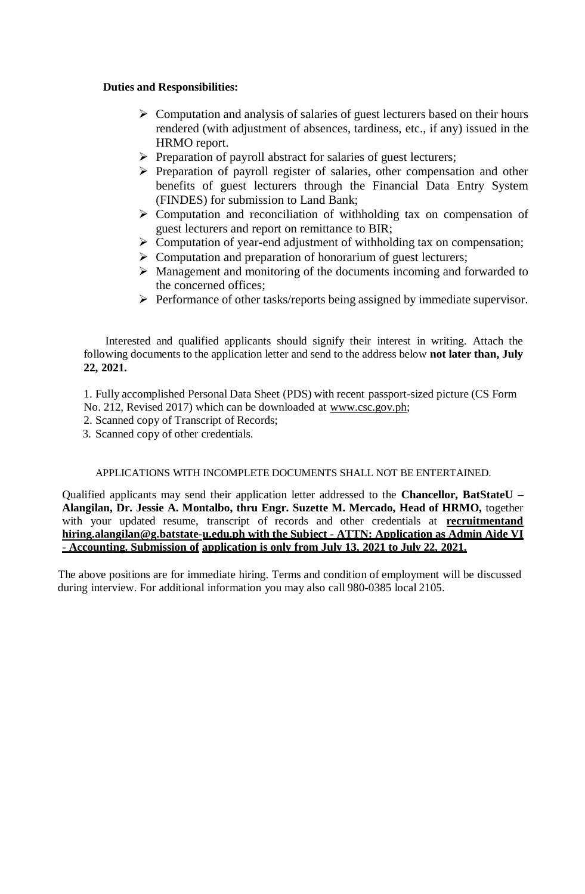**Duties and Responsibilities:**

- Computation and analysis of salaries of guest lecturers based on their hours rendered (with adjustment of absences, tardiness, etc., if any) issued in the HRMO report.
- Preparation of payroll abstract for salaries of guest lecturers;
- Preparation of payroll register of salaries, other compensation and other benefits of guest lecturers through the Financial Data Entry System (FINDES) for submission to Land Bank;
- Computation and reconciliation of withholding tax on compensation of guest lecturers and report on remittance to BIR;
- Computation of year-end adjustment of withholding tax on compensation;
- Computation and preparation of honorarium of guest lecturers;
- Management and monitoring of the documents incoming and forwarded to the concerned offices;
- Performance of other tasks/reports being assigned by immediate supervisor.

Interested and qualified applicants should signify their interest in writing. Attach the following documents to the application letter and send to the address below **not later than, July 22, 2021.**

1. Fully accomplished Personal Data Sheet (PDS) with recent passport-sized picture (CS Form No. 212, Revised 2017) which can be downloaded at www.csc.gov.ph;
2. Scanned copy of Transcript of Records;
3. Scanned copy of other credentials.

APPLICATIONS WITH INCOMPLETE DOCUMENTS SHALL NOT BE ENTERTAINED.

Qualified applicants may send their application letter addressed to the **Chancellor, BatStateU – Alangilan, Dr. Jessie A. Montalbo, thru Engr. Suzette M. Mercado, Head of HRMO,** together with your updated resume, transcript of records and other credentials at **recruitmentandhiring.alangilan@g.batstate-u.edu.ph with the Subject - ATTN: Application as Admin Aide VI - Accounting. Submission of application is only from July 13, 2021 to July 22, 2021.**

The above positions are for immediate hiring. Terms and condition of employment will be discussed during interview. For additional information you may also call 980-0385 local 2105.